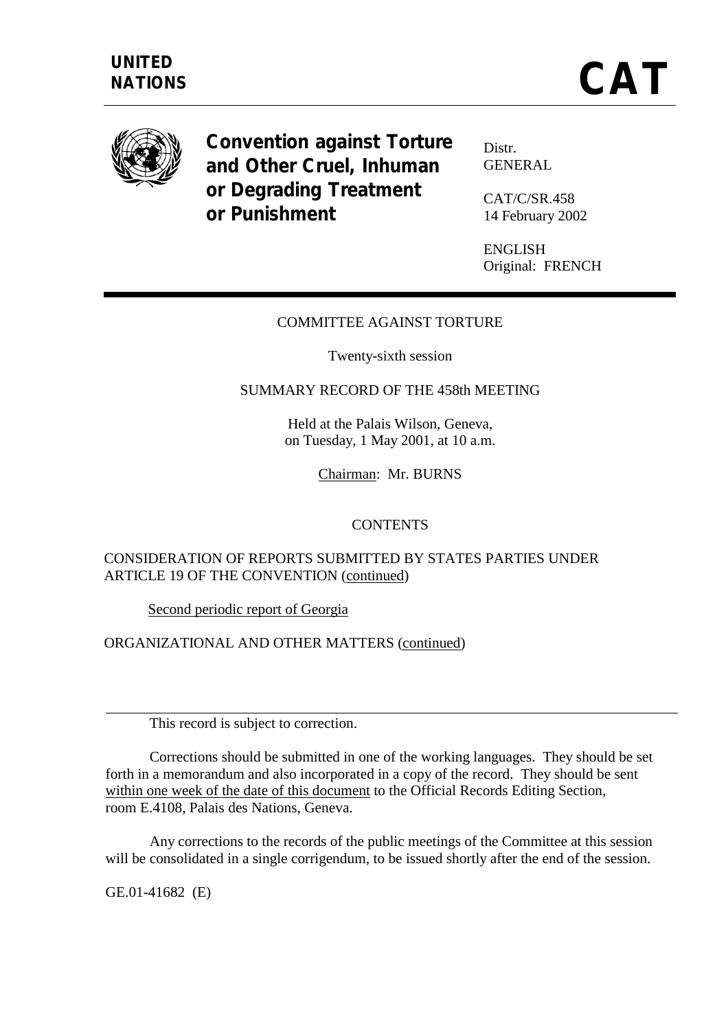**UNITED NATIONS**

# CAT

**Convention against Torture and Other Cruel, Inhuman or Degrading Treatment or Punishment**

Distr.
GENERAL

CAT/C/SR.458
14 February 2002

ENGLISH
Original: FRENCH

---

COMMITTEE AGAINST TORTURE

Twenty-sixth session

SUMMARY RECORD OF THE 458th MEETING

Held at the Palais Wilson, Geneva,
on Tuesday, 1 May 2001, at 10 a.m.

Chairman: Mr. BURNS

CONTENTS

CONSIDERATION OF REPORTS SUBMITTED BY STATES PARTIES UNDER ARTICLE 19 OF THE CONVENTION (continued)

Second periodic report of Georgia

ORGANIZATIONAL AND OTHER MATTERS (continued)

---

This record is subject to correction.

Corrections should be submitted in one of the working languages. They should be set forth in a memorandum and also incorporated in a copy of the record. They should be sent within one week of the date of this document to the Official Records Editing Section, room E.4108, Palais des Nations, Geneva.

Any corrections to the records of the public meetings of the Committee at this session will be consolidated in a single corrigendum, to be issued shortly after the end of the session.

GE.01-41682 (E)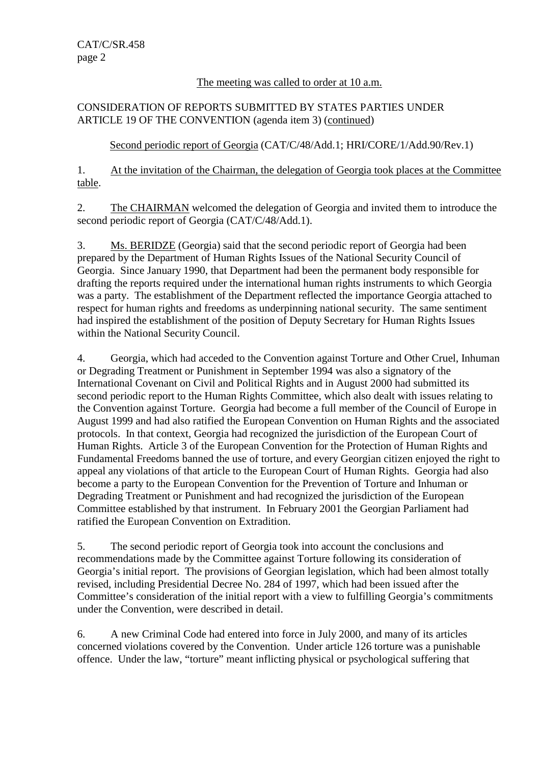The meeting was called to order at 10 a.m.

CONSIDERATION OF REPORTS SUBMITTED BY STATES PARTIES UNDER ARTICLE 19 OF THE CONVENTION (agenda item 3) (continued)

Second periodic report of Georgia (CAT/C/48/Add.1; HRI/CORE/1/Add.90/Rev.1)

1. At the invitation of the Chairman, the delegation of Georgia took places at the Committee table.

2. The CHAIRMAN welcomed the delegation of Georgia and invited them to introduce the second periodic report of Georgia (CAT/C/48/Add.1).

3. Ms. BERIDZE (Georgia) said that the second periodic report of Georgia had been prepared by the Department of Human Rights Issues of the National Security Council of Georgia. Since January 1990, that Department had been the permanent body responsible for drafting the reports required under the international human rights instruments to which Georgia was a party. The establishment of the Department reflected the importance Georgia attached to respect for human rights and freedoms as underpinning national security. The same sentiment had inspired the establishment of the position of Deputy Secretary for Human Rights Issues within the National Security Council.

4. Georgia, which had acceded to the Convention against Torture and Other Cruel, Inhuman or Degrading Treatment or Punishment in September 1994 was also a signatory of the International Covenant on Civil and Political Rights and in August 2000 had submitted its second periodic report to the Human Rights Committee, which also dealt with issues relating to the Convention against Torture. Georgia had become a full member of the Council of Europe in August 1999 and had also ratified the European Convention on Human Rights and the associated protocols. In that context, Georgia had recognized the jurisdiction of the European Court of Human Rights. Article 3 of the European Convention for the Protection of Human Rights and Fundamental Freedoms banned the use of torture, and every Georgian citizen enjoyed the right to appeal any violations of that article to the European Court of Human Rights. Georgia had also become a party to the European Convention for the Prevention of Torture and Inhuman or Degrading Treatment or Punishment and had recognized the jurisdiction of the European Committee established by that instrument. In February 2001 the Georgian Parliament had ratified the European Convention on Extradition.

5. The second periodic report of Georgia took into account the conclusions and recommendations made by the Committee against Torture following its consideration of Georgia's initial report. The provisions of Georgian legislation, which had been almost totally revised, including Presidential Decree No. 284 of 1997, which had been issued after the Committee's consideration of the initial report with a view to fulfilling Georgia's commitments under the Convention, were described in detail.

6. A new Criminal Code had entered into force in July 2000, and many of its articles concerned violations covered by the Convention. Under article 126 torture was a punishable offence. Under the law, "torture" meant inflicting physical or psychological suffering that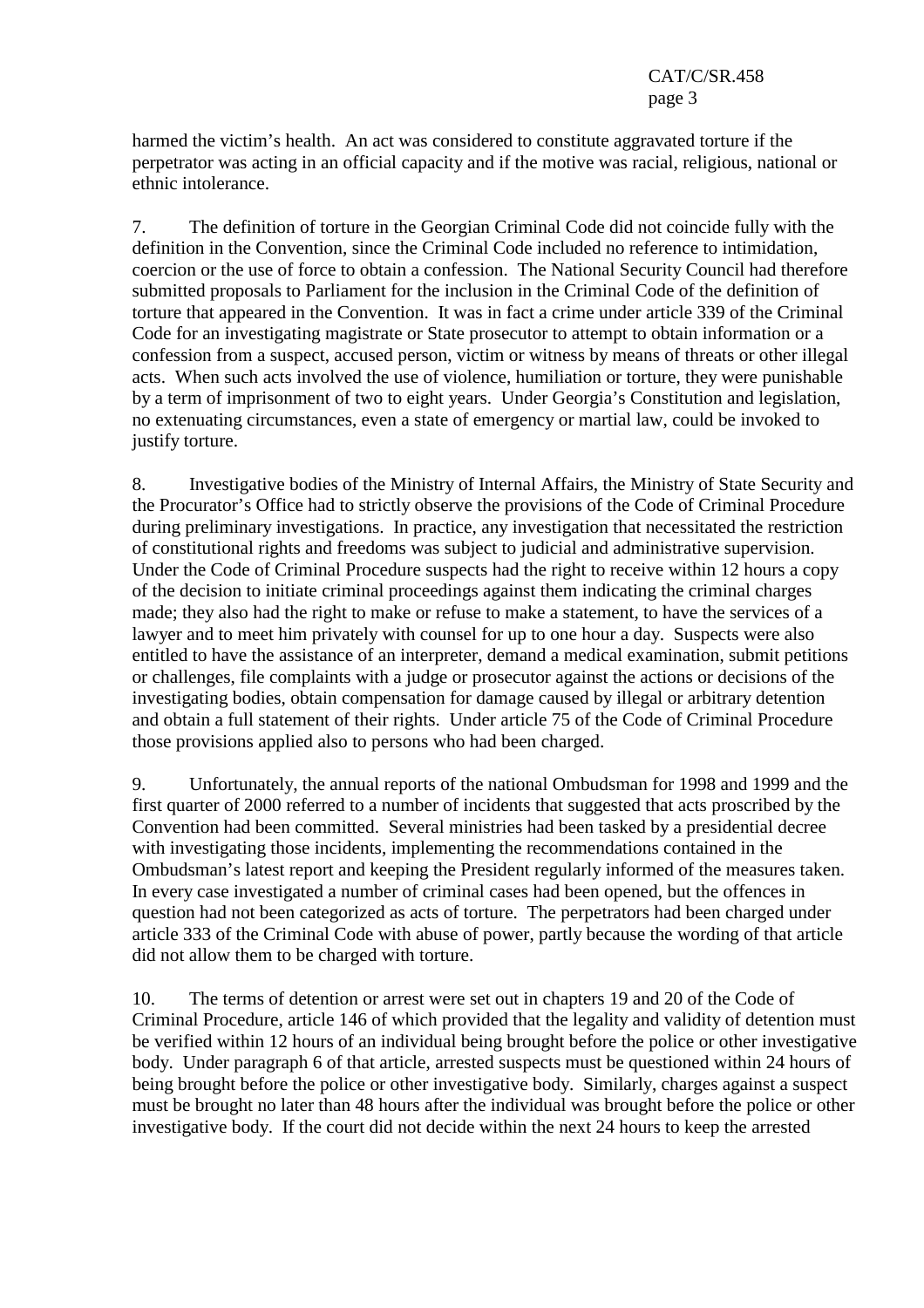harmed the victim's health. An act was considered to constitute aggravated torture if the perpetrator was acting in an official capacity and if the motive was racial, religious, national or ethnic intolerance.

7. The definition of torture in the Georgian Criminal Code did not coincide fully with the definition in the Convention, since the Criminal Code included no reference to intimidation, coercion or the use of force to obtain a confession. The National Security Council had therefore submitted proposals to Parliament for the inclusion in the Criminal Code of the definition of torture that appeared in the Convention. It was in fact a crime under article 339 of the Criminal Code for an investigating magistrate or State prosecutor to attempt to obtain information or a confession from a suspect, accused person, victim or witness by means of threats or other illegal acts. When such acts involved the use of violence, humiliation or torture, they were punishable by a term of imprisonment of two to eight years. Under Georgia's Constitution and legislation, no extenuating circumstances, even a state of emergency or martial law, could be invoked to justify torture.

8. Investigative bodies of the Ministry of Internal Affairs, the Ministry of State Security and the Procurator's Office had to strictly observe the provisions of the Code of Criminal Procedure during preliminary investigations. In practice, any investigation that necessitated the restriction of constitutional rights and freedoms was subject to judicial and administrative supervision. Under the Code of Criminal Procedure suspects had the right to receive within 12 hours a copy of the decision to initiate criminal proceedings against them indicating the criminal charges made; they also had the right to make or refuse to make a statement, to have the services of a lawyer and to meet him privately with counsel for up to one hour a day. Suspects were also entitled to have the assistance of an interpreter, demand a medical examination, submit petitions or challenges, file complaints with a judge or prosecutor against the actions or decisions of the investigating bodies, obtain compensation for damage caused by illegal or arbitrary detention and obtain a full statement of their rights. Under article 75 of the Code of Criminal Procedure those provisions applied also to persons who had been charged.

9. Unfortunately, the annual reports of the national Ombudsman for 1998 and 1999 and the first quarter of 2000 referred to a number of incidents that suggested that acts proscribed by the Convention had been committed. Several ministries had been tasked by a presidential decree with investigating those incidents, implementing the recommendations contained in the Ombudsman's latest report and keeping the President regularly informed of the measures taken. In every case investigated a number of criminal cases had been opened, but the offences in question had not been categorized as acts of torture. The perpetrators had been charged under article 333 of the Criminal Code with abuse of power, partly because the wording of that article did not allow them to be charged with torture.

10. The terms of detention or arrest were set out in chapters 19 and 20 of the Code of Criminal Procedure, article 146 of which provided that the legality and validity of detention must be verified within 12 hours of an individual being brought before the police or other investigative body. Under paragraph 6 of that article, arrested suspects must be questioned within 24 hours of being brought before the police or other investigative body. Similarly, charges against a suspect must be brought no later than 48 hours after the individual was brought before the police or other investigative body. If the court did not decide within the next 24 hours to keep the arrested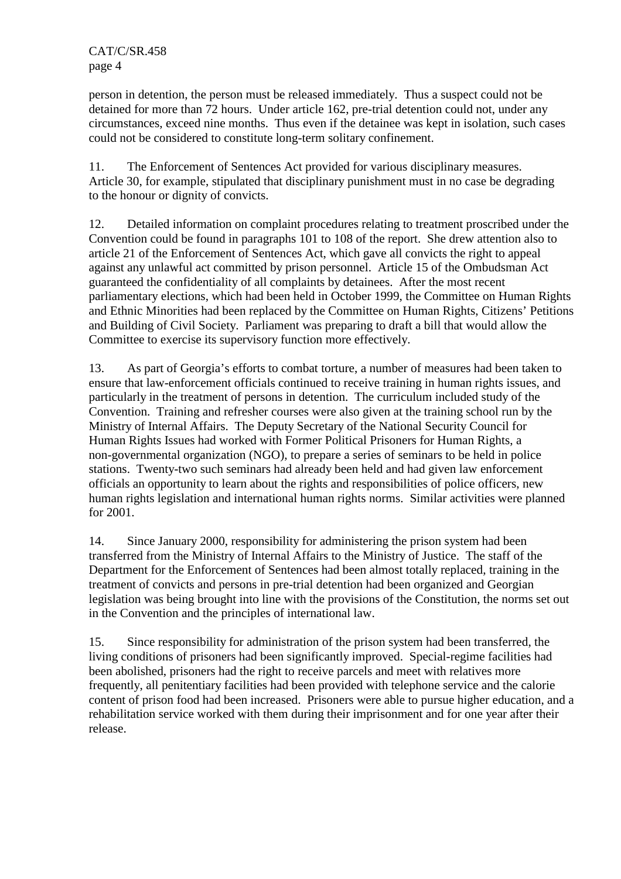person in detention, the person must be released immediately. Thus a suspect could not be detained for more than 72 hours. Under article 162, pre-trial detention could not, under any circumstances, exceed nine months. Thus even if the detainee was kept in isolation, such cases could not be considered to constitute long-term solitary confinement.

11. The Enforcement of Sentences Act provided for various disciplinary measures. Article 30, for example, stipulated that disciplinary punishment must in no case be degrading to the honour or dignity of convicts.

12. Detailed information on complaint procedures relating to treatment proscribed under the Convention could be found in paragraphs 101 to 108 of the report. She drew attention also to article 21 of the Enforcement of Sentences Act, which gave all convicts the right to appeal against any unlawful act committed by prison personnel. Article 15 of the Ombudsman Act guaranteed the confidentiality of all complaints by detainees. After the most recent parliamentary elections, which had been held in October 1999, the Committee on Human Rights and Ethnic Minorities had been replaced by the Committee on Human Rights, Citizens' Petitions and Building of Civil Society. Parliament was preparing to draft a bill that would allow the Committee to exercise its supervisory function more effectively.

13. As part of Georgia's efforts to combat torture, a number of measures had been taken to ensure that law-enforcement officials continued to receive training in human rights issues, and particularly in the treatment of persons in detention. The curriculum included study of the Convention. Training and refresher courses were also given at the training school run by the Ministry of Internal Affairs. The Deputy Secretary of the National Security Council for Human Rights Issues had worked with Former Political Prisoners for Human Rights, a non-governmental organization (NGO), to prepare a series of seminars to be held in police stations. Twenty-two such seminars had already been held and had given law enforcement officials an opportunity to learn about the rights and responsibilities of police officers, new human rights legislation and international human rights norms. Similar activities were planned for 2001.

14. Since January 2000, responsibility for administering the prison system had been transferred from the Ministry of Internal Affairs to the Ministry of Justice. The staff of the Department for the Enforcement of Sentences had been almost totally replaced, training in the treatment of convicts and persons in pre-trial detention had been organized and Georgian legislation was being brought into line with the provisions of the Constitution, the norms set out in the Convention and the principles of international law.

15. Since responsibility for administration of the prison system had been transferred, the living conditions of prisoners had been significantly improved. Special-regime facilities had been abolished, prisoners had the right to receive parcels and meet with relatives more frequently, all penitentiary facilities had been provided with telephone service and the calorie content of prison food had been increased. Prisoners were able to pursue higher education, and a rehabilitation service worked with them during their imprisonment and for one year after their release.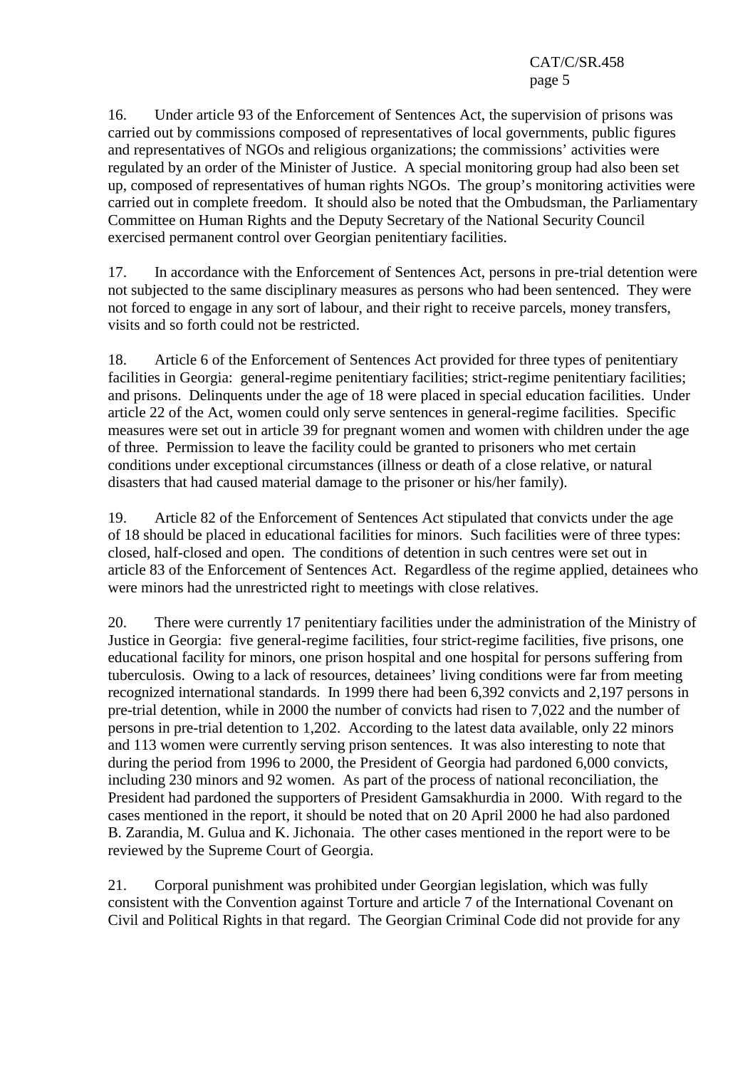16. Under article 93 of the Enforcement of Sentences Act, the supervision of prisons was carried out by commissions composed of representatives of local governments, public figures and representatives of NGOs and religious organizations; the commissions' activities were regulated by an order of the Minister of Justice. A special monitoring group had also been set up, composed of representatives of human rights NGOs. The group's monitoring activities were carried out in complete freedom. It should also be noted that the Ombudsman, the Parliamentary Committee on Human Rights and the Deputy Secretary of the National Security Council exercised permanent control over Georgian penitentiary facilities.

17. In accordance with the Enforcement of Sentences Act, persons in pre-trial detention were not subjected to the same disciplinary measures as persons who had been sentenced. They were not forced to engage in any sort of labour, and their right to receive parcels, money transfers, visits and so forth could not be restricted.

18. Article 6 of the Enforcement of Sentences Act provided for three types of penitentiary facilities in Georgia: general-regime penitentiary facilities; strict-regime penitentiary facilities; and prisons. Delinquents under the age of 18 were placed in special education facilities. Under article 22 of the Act, women could only serve sentences in general-regime facilities. Specific measures were set out in article 39 for pregnant women and women with children under the age of three. Permission to leave the facility could be granted to prisoners who met certain conditions under exceptional circumstances (illness or death of a close relative, or natural disasters that had caused material damage to the prisoner or his/her family).

19. Article 82 of the Enforcement of Sentences Act stipulated that convicts under the age of 18 should be placed in educational facilities for minors. Such facilities were of three types: closed, half-closed and open. The conditions of detention in such centres were set out in article 83 of the Enforcement of Sentences Act. Regardless of the regime applied, detainees who were minors had the unrestricted right to meetings with close relatives.

20. There were currently 17 penitentiary facilities under the administration of the Ministry of Justice in Georgia: five general-regime facilities, four strict-regime facilities, five prisons, one educational facility for minors, one prison hospital and one hospital for persons suffering from tuberculosis. Owing to a lack of resources, detainees' living conditions were far from meeting recognized international standards. In 1999 there had been 6,392 convicts and 2,197 persons in pre-trial detention, while in 2000 the number of convicts had risen to 7,022 and the number of persons in pre-trial detention to 1,202. According to the latest data available, only 22 minors and 113 women were currently serving prison sentences. It was also interesting to note that during the period from 1996 to 2000, the President of Georgia had pardoned 6,000 convicts, including 230 minors and 92 women. As part of the process of national reconciliation, the President had pardoned the supporters of President Gamsakhurdia in 2000. With regard to the cases mentioned in the report, it should be noted that on 20 April 2000 he had also pardoned B. Zarandia, M. Gulua and K. Jichonaia. The other cases mentioned in the report were to be reviewed by the Supreme Court of Georgia.

21. Corporal punishment was prohibited under Georgian legislation, which was fully consistent with the Convention against Torture and article 7 of the International Covenant on Civil and Political Rights in that regard. The Georgian Criminal Code did not provide for any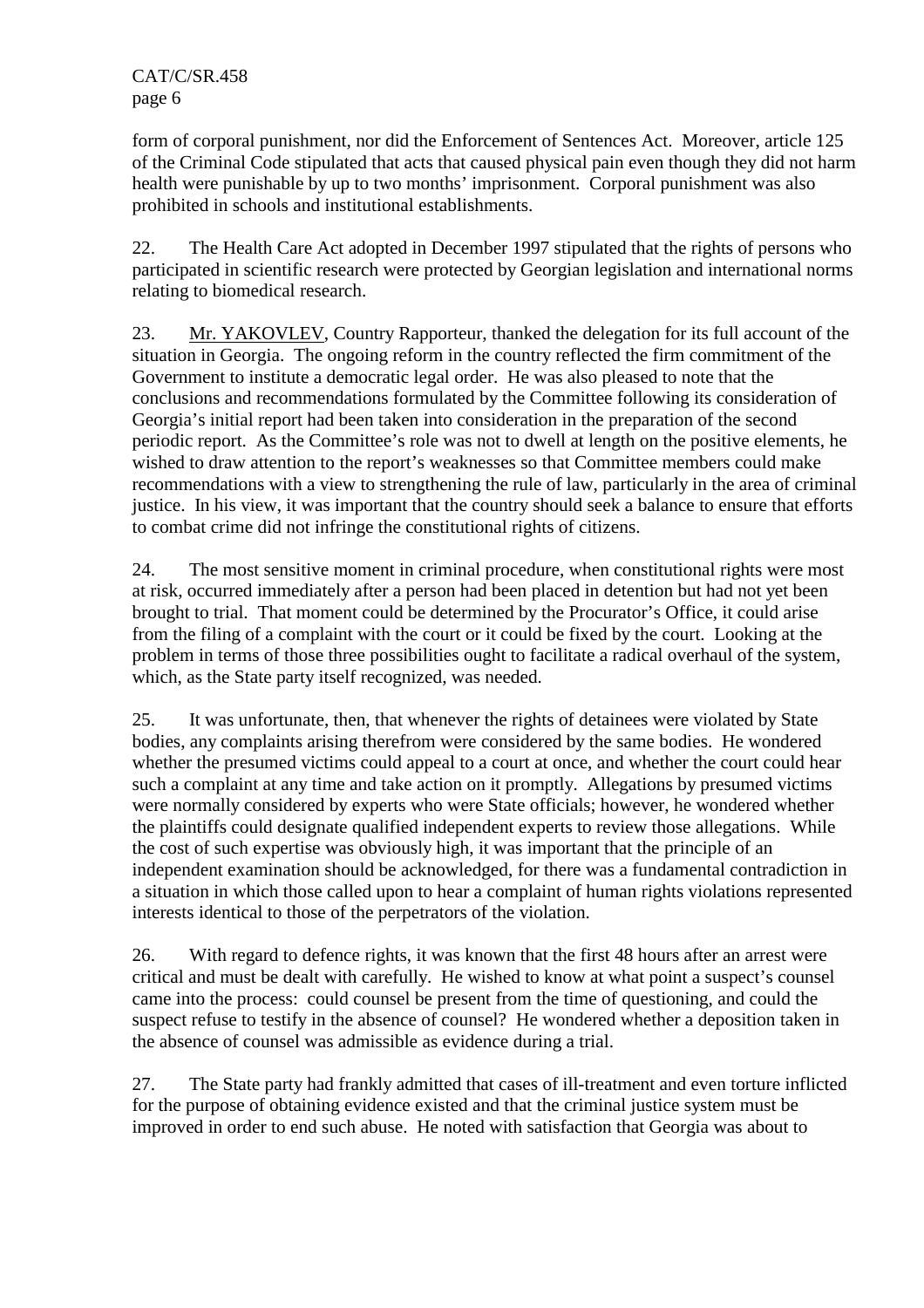form of corporal punishment, nor did the Enforcement of Sentences Act. Moreover, article 125 of the Criminal Code stipulated that acts that caused physical pain even though they did not harm health were punishable by up to two months' imprisonment. Corporal punishment was also prohibited in schools and institutional establishments.

22. The Health Care Act adopted in December 1997 stipulated that the rights of persons who participated in scientific research were protected by Georgian legislation and international norms relating to biomedical research.

23. Mr. YAKOVLEV, Country Rapporteur, thanked the delegation for its full account of the situation in Georgia. The ongoing reform in the country reflected the firm commitment of the Government to institute a democratic legal order. He was also pleased to note that the conclusions and recommendations formulated by the Committee following its consideration of Georgia's initial report had been taken into consideration in the preparation of the second periodic report. As the Committee's role was not to dwell at length on the positive elements, he wished to draw attention to the report's weaknesses so that Committee members could make recommendations with a view to strengthening the rule of law, particularly in the area of criminal justice. In his view, it was important that the country should seek a balance to ensure that efforts to combat crime did not infringe the constitutional rights of citizens.

24. The most sensitive moment in criminal procedure, when constitutional rights were most at risk, occurred immediately after a person had been placed in detention but had not yet been brought to trial. That moment could be determined by the Procurator's Office, it could arise from the filing of a complaint with the court or it could be fixed by the court. Looking at the problem in terms of those three possibilities ought to facilitate a radical overhaul of the system, which, as the State party itself recognized, was needed.

25. It was unfortunate, then, that whenever the rights of detainees were violated by State bodies, any complaints arising therefrom were considered by the same bodies. He wondered whether the presumed victims could appeal to a court at once, and whether the court could hear such a complaint at any time and take action on it promptly. Allegations by presumed victims were normally considered by experts who were State officials; however, he wondered whether the plaintiffs could designate qualified independent experts to review those allegations. While the cost of such expertise was obviously high, it was important that the principle of an independent examination should be acknowledged, for there was a fundamental contradiction in a situation in which those called upon to hear a complaint of human rights violations represented interests identical to those of the perpetrators of the violation.

26. With regard to defence rights, it was known that the first 48 hours after an arrest were critical and must be dealt with carefully. He wished to know at what point a suspect's counsel came into the process: could counsel be present from the time of questioning, and could the suspect refuse to testify in the absence of counsel? He wondered whether a deposition taken in the absence of counsel was admissible as evidence during a trial.

27. The State party had frankly admitted that cases of ill-treatment and even torture inflicted for the purpose of obtaining evidence existed and that the criminal justice system must be improved in order to end such abuse. He noted with satisfaction that Georgia was about to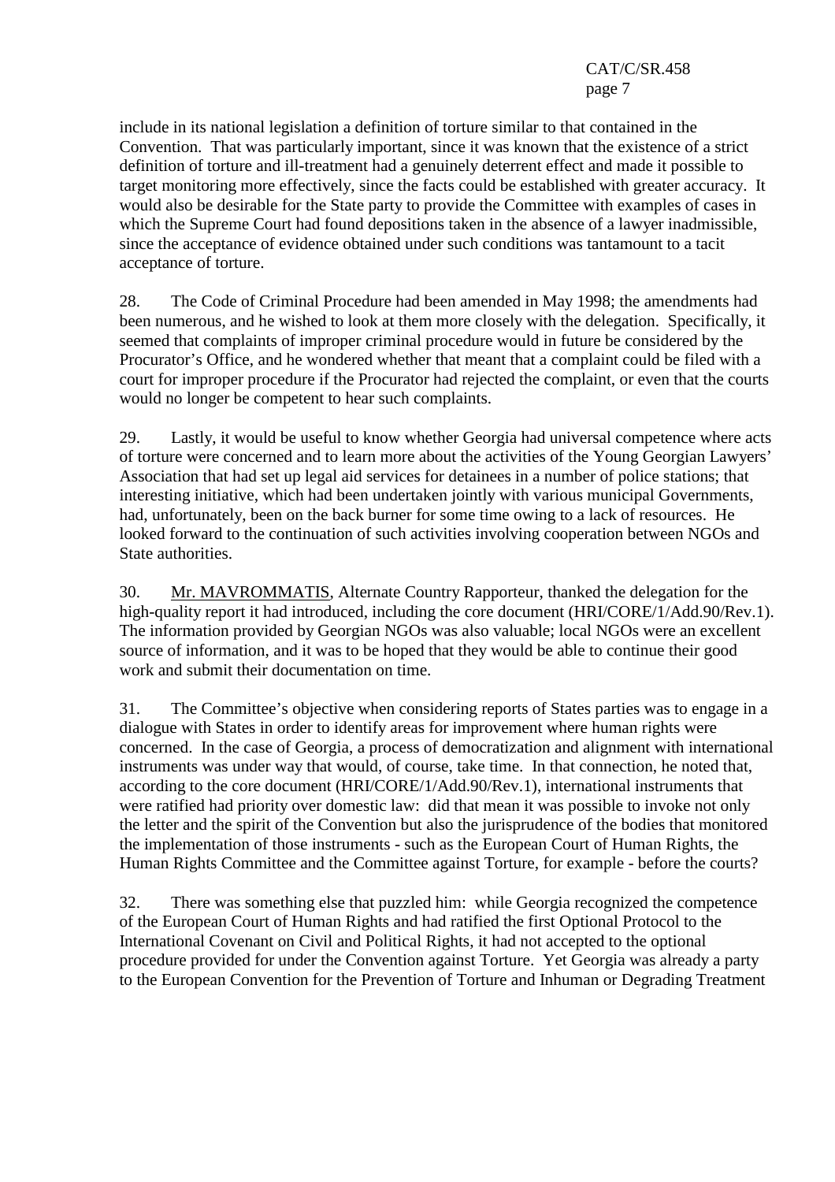include in its national legislation a definition of torture similar to that contained in the Convention. That was particularly important, since it was known that the existence of a strict definition of torture and ill-treatment had a genuinely deterrent effect and made it possible to target monitoring more effectively, since the facts could be established with greater accuracy. It would also be desirable for the State party to provide the Committee with examples of cases in which the Supreme Court had found depositions taken in the absence of a lawyer inadmissible, since the acceptance of evidence obtained under such conditions was tantamount to a tacit acceptance of torture.

28. The Code of Criminal Procedure had been amended in May 1998; the amendments had been numerous, and he wished to look at them more closely with the delegation. Specifically, it seemed that complaints of improper criminal procedure would in future be considered by the Procurator's Office, and he wondered whether that meant that a complaint could be filed with a court for improper procedure if the Procurator had rejected the complaint, or even that the courts would no longer be competent to hear such complaints.

29. Lastly, it would be useful to know whether Georgia had universal competence where acts of torture were concerned and to learn more about the activities of the Young Georgian Lawyers' Association that had set up legal aid services for detainees in a number of police stations; that interesting initiative, which had been undertaken jointly with various municipal Governments, had, unfortunately, been on the back burner for some time owing to a lack of resources. He looked forward to the continuation of such activities involving cooperation between NGOs and State authorities.

30. Mr. MAVROMMATIS, Alternate Country Rapporteur, thanked the delegation for the high-quality report it had introduced, including the core document (HRI/CORE/1/Add.90/Rev.1). The information provided by Georgian NGOs was also valuable; local NGOs were an excellent source of information, and it was to be hoped that they would be able to continue their good work and submit their documentation on time.

31. The Committee's objective when considering reports of States parties was to engage in a dialogue with States in order to identify areas for improvement where human rights were concerned. In the case of Georgia, a process of democratization and alignment with international instruments was under way that would, of course, take time. In that connection, he noted that, according to the core document (HRI/CORE/1/Add.90/Rev.1), international instruments that were ratified had priority over domestic law: did that mean it was possible to invoke not only the letter and the spirit of the Convention but also the jurisprudence of the bodies that monitored the implementation of those instruments - such as the European Court of Human Rights, the Human Rights Committee and the Committee against Torture, for example - before the courts?

32. There was something else that puzzled him: while Georgia recognized the competence of the European Court of Human Rights and had ratified the first Optional Protocol to the International Covenant on Civil and Political Rights, it had not accepted to the optional procedure provided for under the Convention against Torture. Yet Georgia was already a party to the European Convention for the Prevention of Torture and Inhuman or Degrading Treatment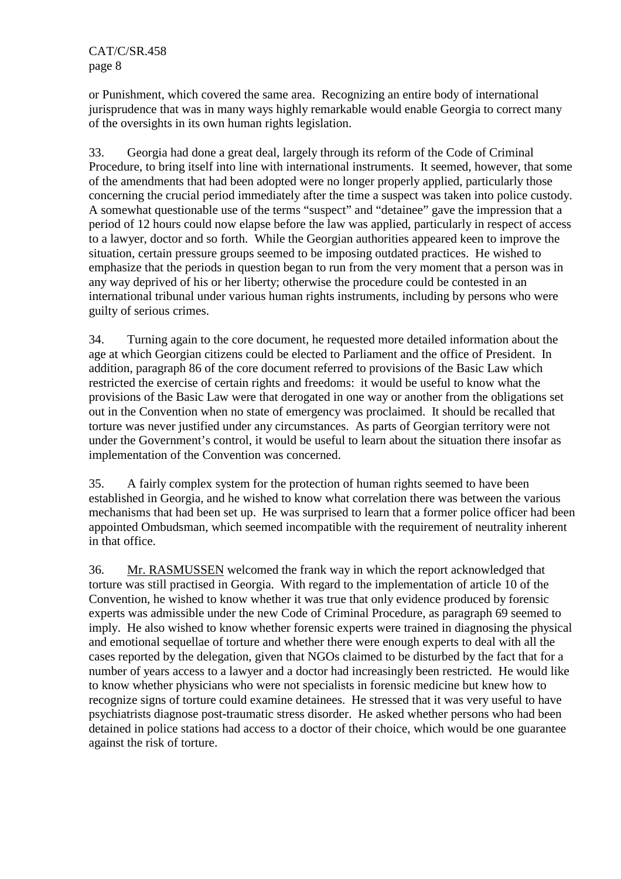or Punishment, which covered the same area. Recognizing an entire body of international jurisprudence that was in many ways highly remarkable would enable Georgia to correct many of the oversights in its own human rights legislation.

33. Georgia had done a great deal, largely through its reform of the Code of Criminal Procedure, to bring itself into line with international instruments. It seemed, however, that some of the amendments that had been adopted were no longer properly applied, particularly those concerning the crucial period immediately after the time a suspect was taken into police custody. A somewhat questionable use of the terms "suspect" and "detainee" gave the impression that a period of 12 hours could now elapse before the law was applied, particularly in respect of access to a lawyer, doctor and so forth. While the Georgian authorities appeared keen to improve the situation, certain pressure groups seemed to be imposing outdated practices. He wished to emphasize that the periods in question began to run from the very moment that a person was in any way deprived of his or her liberty; otherwise the procedure could be contested in an international tribunal under various human rights instruments, including by persons who were guilty of serious crimes.

34. Turning again to the core document, he requested more detailed information about the age at which Georgian citizens could be elected to Parliament and the office of President. In addition, paragraph 86 of the core document referred to provisions of the Basic Law which restricted the exercise of certain rights and freedoms: it would be useful to know what the provisions of the Basic Law were that derogated in one way or another from the obligations set out in the Convention when no state of emergency was proclaimed. It should be recalled that torture was never justified under any circumstances. As parts of Georgian territory were not under the Government's control, it would be useful to learn about the situation there insofar as implementation of the Convention was concerned.

35. A fairly complex system for the protection of human rights seemed to have been established in Georgia, and he wished to know what correlation there was between the various mechanisms that had been set up. He was surprised to learn that a former police officer had been appointed Ombudsman, which seemed incompatible with the requirement of neutrality inherent in that office.

36. Mr. RASMUSSEN welcomed the frank way in which the report acknowledged that torture was still practised in Georgia. With regard to the implementation of article 10 of the Convention, he wished to know whether it was true that only evidence produced by forensic experts was admissible under the new Code of Criminal Procedure, as paragraph 69 seemed to imply. He also wished to know whether forensic experts were trained in diagnosing the physical and emotional sequellae of torture and whether there were enough experts to deal with all the cases reported by the delegation, given that NGOs claimed to be disturbed by the fact that for a number of years access to a lawyer and a doctor had increasingly been restricted. He would like to know whether physicians who were not specialists in forensic medicine but knew how to recognize signs of torture could examine detainees. He stressed that it was very useful to have psychiatrists diagnose post-traumatic stress disorder. He asked whether persons who had been detained in police stations had access to a doctor of their choice, which would be one guarantee against the risk of torture.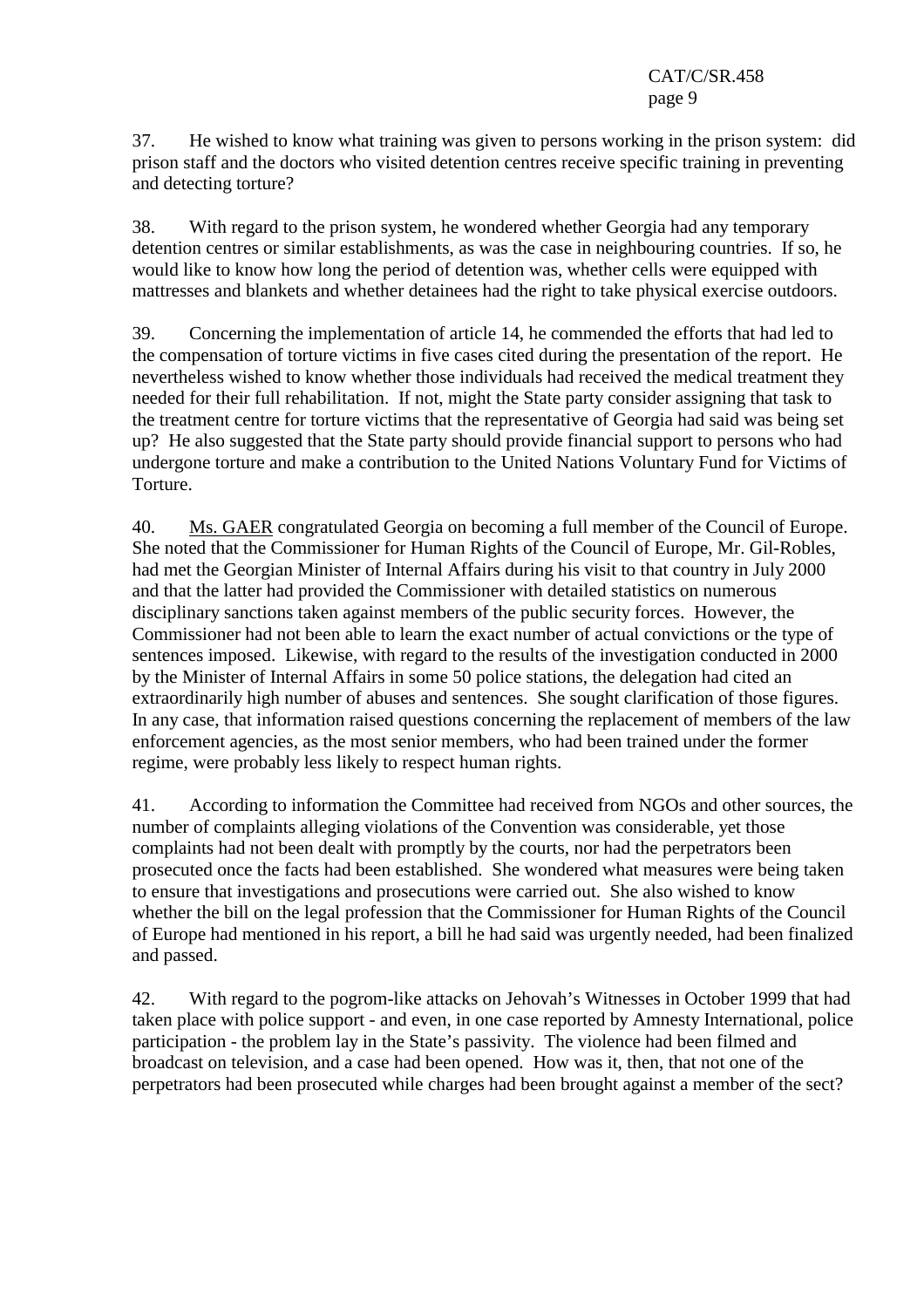37. He wished to know what training was given to persons working in the prison system: did prison staff and the doctors who visited detention centres receive specific training in preventing and detecting torture?

38. With regard to the prison system, he wondered whether Georgia had any temporary detention centres or similar establishments, as was the case in neighbouring countries. If so, he would like to know how long the period of detention was, whether cells were equipped with mattresses and blankets and whether detainees had the right to take physical exercise outdoors.

39. Concerning the implementation of article 14, he commended the efforts that had led to the compensation of torture victims in five cases cited during the presentation of the report. He nevertheless wished to know whether those individuals had received the medical treatment they needed for their full rehabilitation. If not, might the State party consider assigning that task to the treatment centre for torture victims that the representative of Georgia had said was being set up? He also suggested that the State party should provide financial support to persons who had undergone torture and make a contribution to the United Nations Voluntary Fund for Victims of Torture.

40. Ms. GAER congratulated Georgia on becoming a full member of the Council of Europe. She noted that the Commissioner for Human Rights of the Council of Europe, Mr. Gil-Robles, had met the Georgian Minister of Internal Affairs during his visit to that country in July 2000 and that the latter had provided the Commissioner with detailed statistics on numerous disciplinary sanctions taken against members of the public security forces. However, the Commissioner had not been able to learn the exact number of actual convictions or the type of sentences imposed. Likewise, with regard to the results of the investigation conducted in 2000 by the Minister of Internal Affairs in some 50 police stations, the delegation had cited an extraordinarily high number of abuses and sentences. She sought clarification of those figures. In any case, that information raised questions concerning the replacement of members of the law enforcement agencies, as the most senior members, who had been trained under the former regime, were probably less likely to respect human rights.

41. According to information the Committee had received from NGOs and other sources, the number of complaints alleging violations of the Convention was considerable, yet those complaints had not been dealt with promptly by the courts, nor had the perpetrators been prosecuted once the facts had been established. She wondered what measures were being taken to ensure that investigations and prosecutions were carried out. She also wished to know whether the bill on the legal profession that the Commissioner for Human Rights of the Council of Europe had mentioned in his report, a bill he had said was urgently needed, had been finalized and passed.

42. With regard to the pogrom-like attacks on Jehovah's Witnesses in October 1999 that had taken place with police support - and even, in one case reported by Amnesty International, police participation - the problem lay in the State's passivity. The violence had been filmed and broadcast on television, and a case had been opened. How was it, then, that not one of the perpetrators had been prosecuted while charges had been brought against a member of the sect?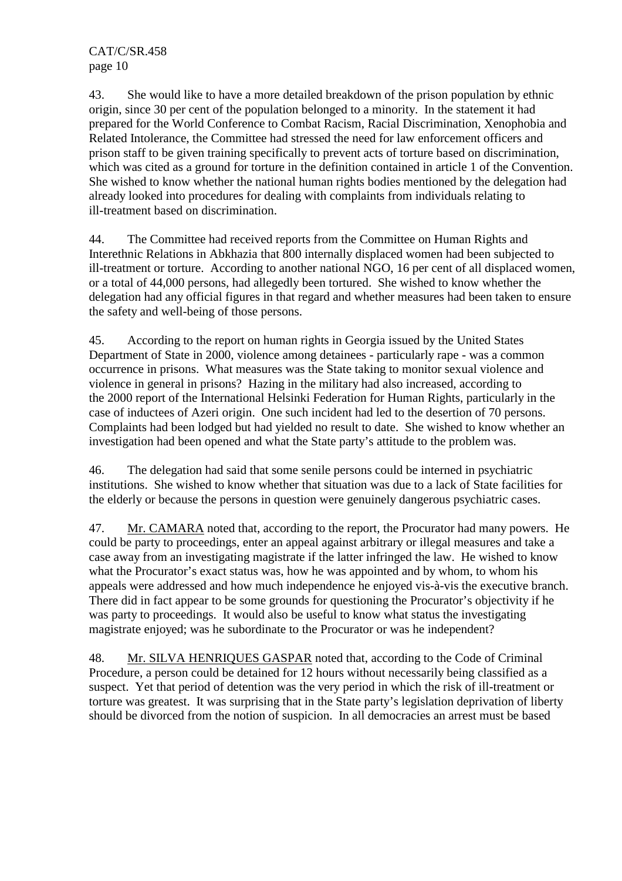43. She would like to have a more detailed breakdown of the prison population by ethnic origin, since 30 per cent of the population belonged to a minority. In the statement it had prepared for the World Conference to Combat Racism, Racial Discrimination, Xenophobia and Related Intolerance, the Committee had stressed the need for law enforcement officers and prison staff to be given training specifically to prevent acts of torture based on discrimination, which was cited as a ground for torture in the definition contained in article 1 of the Convention. She wished to know whether the national human rights bodies mentioned by the delegation had already looked into procedures for dealing with complaints from individuals relating to ill-treatment based on discrimination.

44. The Committee had received reports from the Committee on Human Rights and Interethnic Relations in Abkhazia that 800 internally displaced women had been subjected to ill-treatment or torture. According to another national NGO, 16 per cent of all displaced women, or a total of 44,000 persons, had allegedly been tortured. She wished to know whether the delegation had any official figures in that regard and whether measures had been taken to ensure the safety and well-being of those persons.

45. According to the report on human rights in Georgia issued by the United States Department of State in 2000, violence among detainees - particularly rape - was a common occurrence in prisons. What measures was the State taking to monitor sexual violence and violence in general in prisons? Hazing in the military had also increased, according to the 2000 report of the International Helsinki Federation for Human Rights, particularly in the case of inductees of Azeri origin. One such incident had led to the desertion of 70 persons. Complaints had been lodged but had yielded no result to date. She wished to know whether an investigation had been opened and what the State party's attitude to the problem was.

46. The delegation had said that some senile persons could be interned in psychiatric institutions. She wished to know whether that situation was due to a lack of State facilities for the elderly or because the persons in question were genuinely dangerous psychiatric cases.

47. Mr. CAMARA noted that, according to the report, the Procurator had many powers. He could be party to proceedings, enter an appeal against arbitrary or illegal measures and take a case away from an investigating magistrate if the latter infringed the law. He wished to know what the Procurator's exact status was, how he was appointed and by whom, to whom his appeals were addressed and how much independence he enjoyed vis-à-vis the executive branch. There did in fact appear to be some grounds for questioning the Procurator's objectivity if he was party to proceedings. It would also be useful to know what status the investigating magistrate enjoyed; was he subordinate to the Procurator or was he independent?

48. Mr. SILVA HENRIQUES GASPAR noted that, according to the Code of Criminal Procedure, a person could be detained for 12 hours without necessarily being classified as a suspect. Yet that period of detention was the very period in which the risk of ill-treatment or torture was greatest. It was surprising that in the State party's legislation deprivation of liberty should be divorced from the notion of suspicion. In all democracies an arrest must be based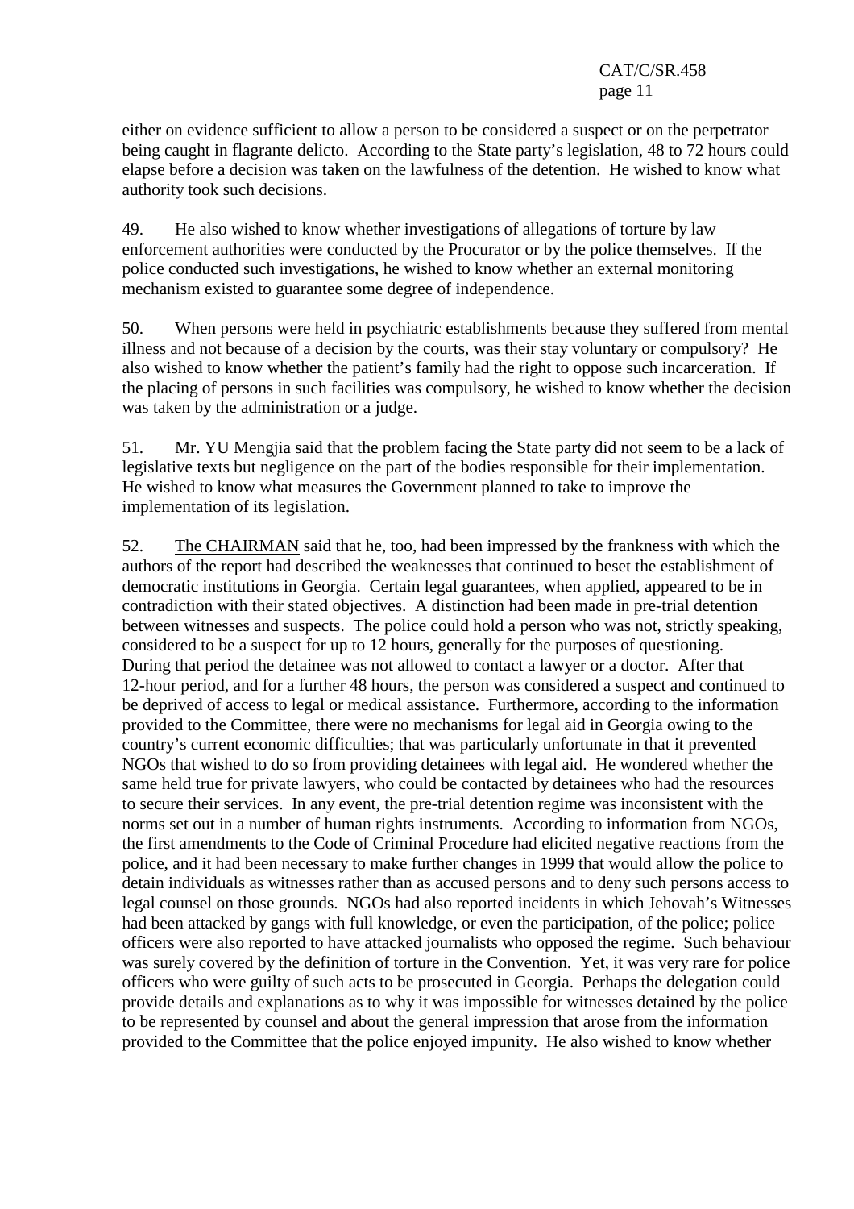either on evidence sufficient to allow a person to be considered a suspect or on the perpetrator being caught in flagrante delicto. According to the State party's legislation, 48 to 72 hours could elapse before a decision was taken on the lawfulness of the detention. He wished to know what authority took such decisions.

49. He also wished to know whether investigations of allegations of torture by law enforcement authorities were conducted by the Procurator or by the police themselves. If the police conducted such investigations, he wished to know whether an external monitoring mechanism existed to guarantee some degree of independence.

50. When persons were held in psychiatric establishments because they suffered from mental illness and not because of a decision by the courts, was their stay voluntary or compulsory? He also wished to know whether the patient's family had the right to oppose such incarceration. If the placing of persons in such facilities was compulsory, he wished to know whether the decision was taken by the administration or a judge.

51. Mr. YU Mengjia said that the problem facing the State party did not seem to be a lack of legislative texts but negligence on the part of the bodies responsible for their implementation. He wished to know what measures the Government planned to take to improve the implementation of its legislation.

52. The CHAIRMAN said that he, too, had been impressed by the frankness with which the authors of the report had described the weaknesses that continued to beset the establishment of democratic institutions in Georgia. Certain legal guarantees, when applied, appeared to be in contradiction with their stated objectives. A distinction had been made in pre-trial detention between witnesses and suspects. The police could hold a person who was not, strictly speaking, considered to be a suspect for up to 12 hours, generally for the purposes of questioning. During that period the detainee was not allowed to contact a lawyer or a doctor. After that 12-hour period, and for a further 48 hours, the person was considered a suspect and continued to be deprived of access to legal or medical assistance. Furthermore, according to the information provided to the Committee, there were no mechanisms for legal aid in Georgia owing to the country's current economic difficulties; that was particularly unfortunate in that it prevented NGOs that wished to do so from providing detainees with legal aid. He wondered whether the same held true for private lawyers, who could be contacted by detainees who had the resources to secure their services. In any event, the pre-trial detention regime was inconsistent with the norms set out in a number of human rights instruments. According to information from NGOs, the first amendments to the Code of Criminal Procedure had elicited negative reactions from the police, and it had been necessary to make further changes in 1999 that would allow the police to detain individuals as witnesses rather than as accused persons and to deny such persons access to legal counsel on those grounds. NGOs had also reported incidents in which Jehovah's Witnesses had been attacked by gangs with full knowledge, or even the participation, of the police; police officers were also reported to have attacked journalists who opposed the regime. Such behaviour was surely covered by the definition of torture in the Convention. Yet, it was very rare for police officers who were guilty of such acts to be prosecuted in Georgia. Perhaps the delegation could provide details and explanations as to why it was impossible for witnesses detained by the police to be represented by counsel and about the general impression that arose from the information provided to the Committee that the police enjoyed impunity. He also wished to know whether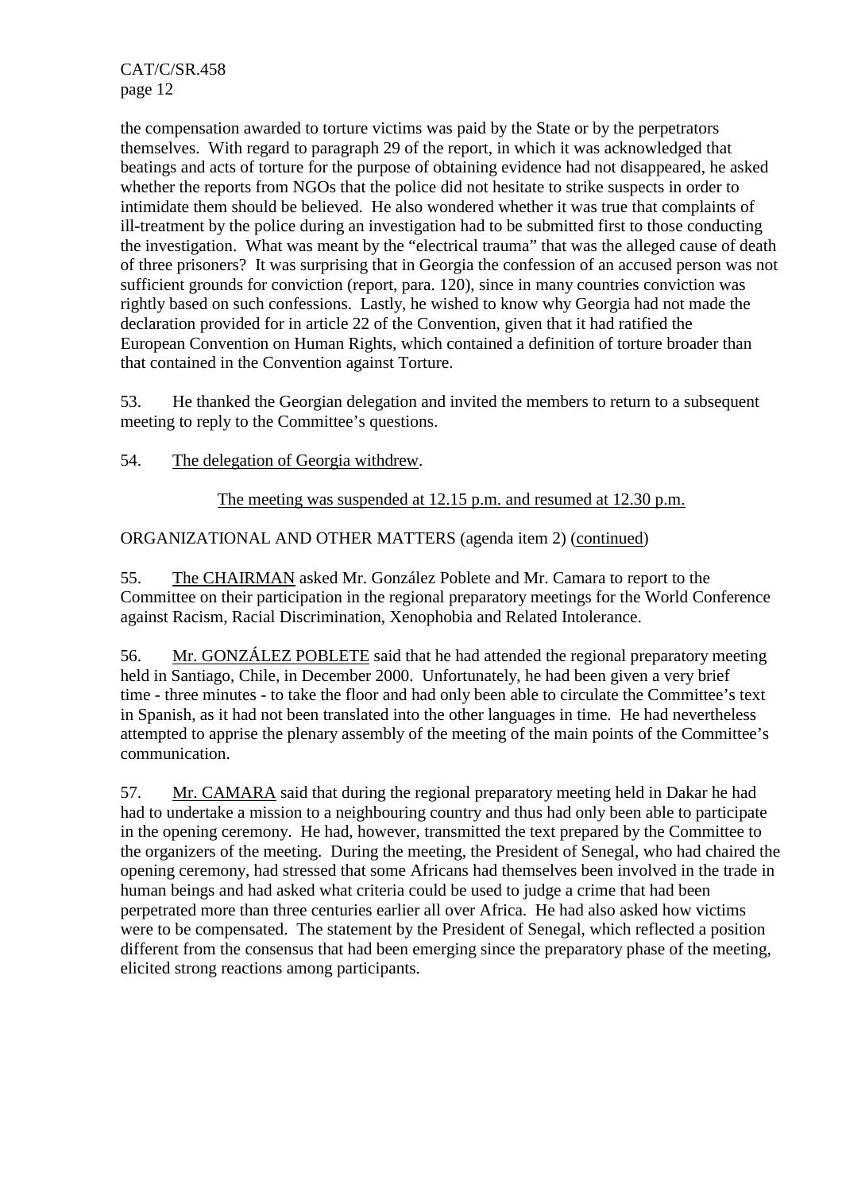the compensation awarded to torture victims was paid by the State or by the perpetrators themselves. With regard to paragraph 29 of the report, in which it was acknowledged that beatings and acts of torture for the purpose of obtaining evidence had not disappeared, he asked whether the reports from NGOs that the police did not hesitate to strike suspects in order to intimidate them should be believed. He also wondered whether it was true that complaints of ill-treatment by the police during an investigation had to be submitted first to those conducting the investigation. What was meant by the "electrical trauma" that was the alleged cause of death of three prisoners? It was surprising that in Georgia the confession of an accused person was not sufficient grounds for conviction (report, para. 120), since in many countries conviction was rightly based on such confessions. Lastly, he wished to know why Georgia had not made the declaration provided for in article 22 of the Convention, given that it had ratified the European Convention on Human Rights, which contained a definition of torture broader than that contained in the Convention against Torture.

53. He thanked the Georgian delegation and invited the members to return to a subsequent meeting to reply to the Committee's questions.

54. The delegation of Georgia withdrew.

The meeting was suspended at 12.15 p.m. and resumed at 12.30 p.m.

ORGANIZATIONAL AND OTHER MATTERS (agenda item 2) (continued)

55. The CHAIRMAN asked Mr. González Poblete and Mr. Camara to report to the Committee on their participation in the regional preparatory meetings for the World Conference against Racism, Racial Discrimination, Xenophobia and Related Intolerance.

56. Mr. GONZÁLEZ POBLETE said that he had attended the regional preparatory meeting held in Santiago, Chile, in December 2000. Unfortunately, he had been given a very brief time - three minutes - to take the floor and had only been able to circulate the Committee's text in Spanish, as it had not been translated into the other languages in time. He had nevertheless attempted to apprise the plenary assembly of the meeting of the main points of the Committee's communication.

57. Mr. CAMARA said that during the regional preparatory meeting held in Dakar he had had to undertake a mission to a neighbouring country and thus had only been able to participate in the opening ceremony. He had, however, transmitted the text prepared by the Committee to the organizers of the meeting. During the meeting, the President of Senegal, who had chaired the opening ceremony, had stressed that some Africans had themselves been involved in the trade in human beings and had asked what criteria could be used to judge a crime that had been perpetrated more than three centuries earlier all over Africa. He had also asked how victims were to be compensated. The statement by the President of Senegal, which reflected a position different from the consensus that had been emerging since the preparatory phase of the meeting, elicited strong reactions among participants.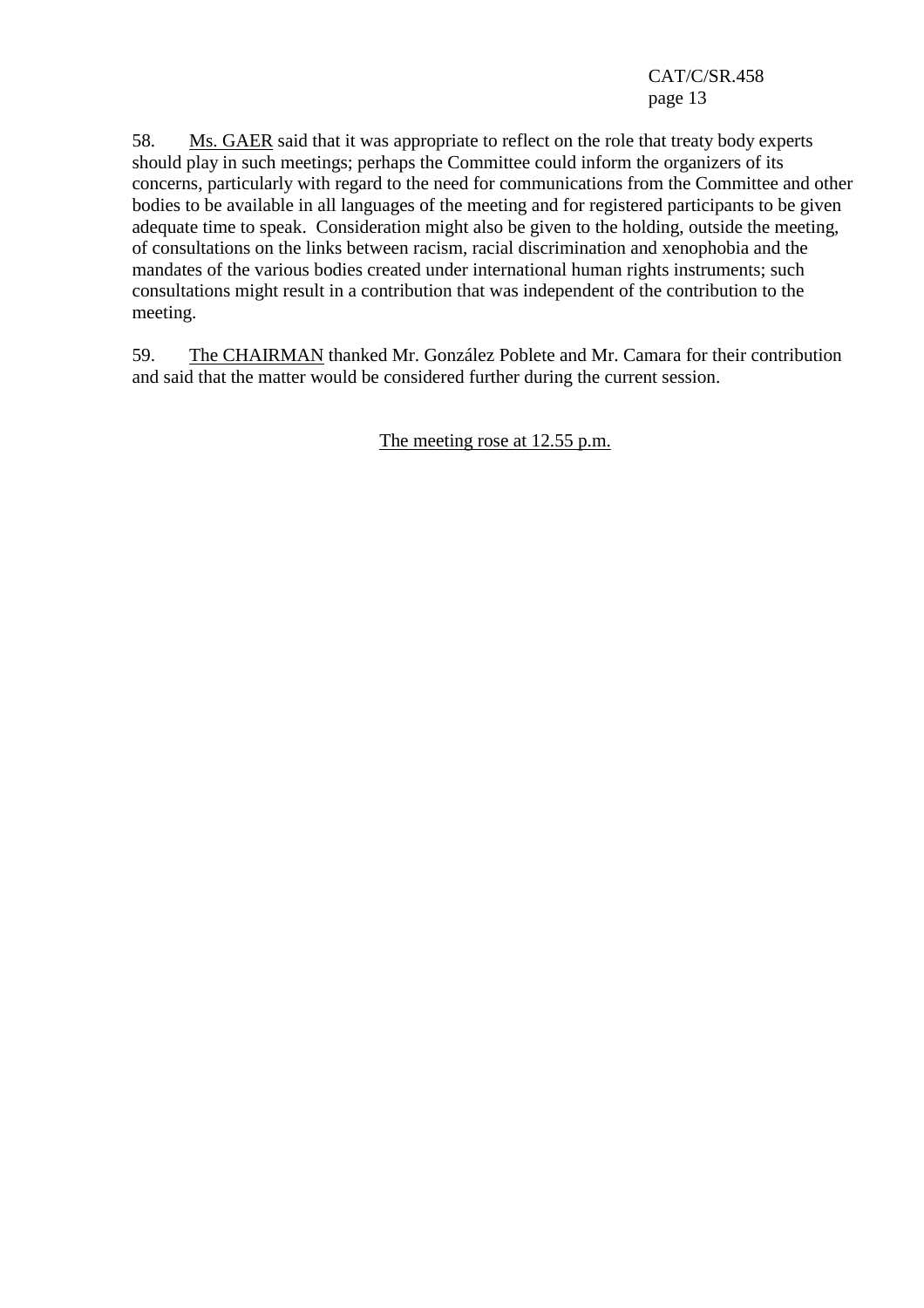58. Ms. GAER said that it was appropriate to reflect on the role that treaty body experts should play in such meetings; perhaps the Committee could inform the organizers of its concerns, particularly with regard to the need for communications from the Committee and other bodies to be available in all languages of the meeting and for registered participants to be given adequate time to speak. Consideration might also be given to the holding, outside the meeting, of consultations on the links between racism, racial discrimination and xenophobia and the mandates of the various bodies created under international human rights instruments; such consultations might result in a contribution that was independent of the contribution to the meeting.

59. The CHAIRMAN thanked Mr. González Poblete and Mr. Camara for their contribution and said that the matter would be considered further during the current session.

The meeting rose at 12.55 p.m.